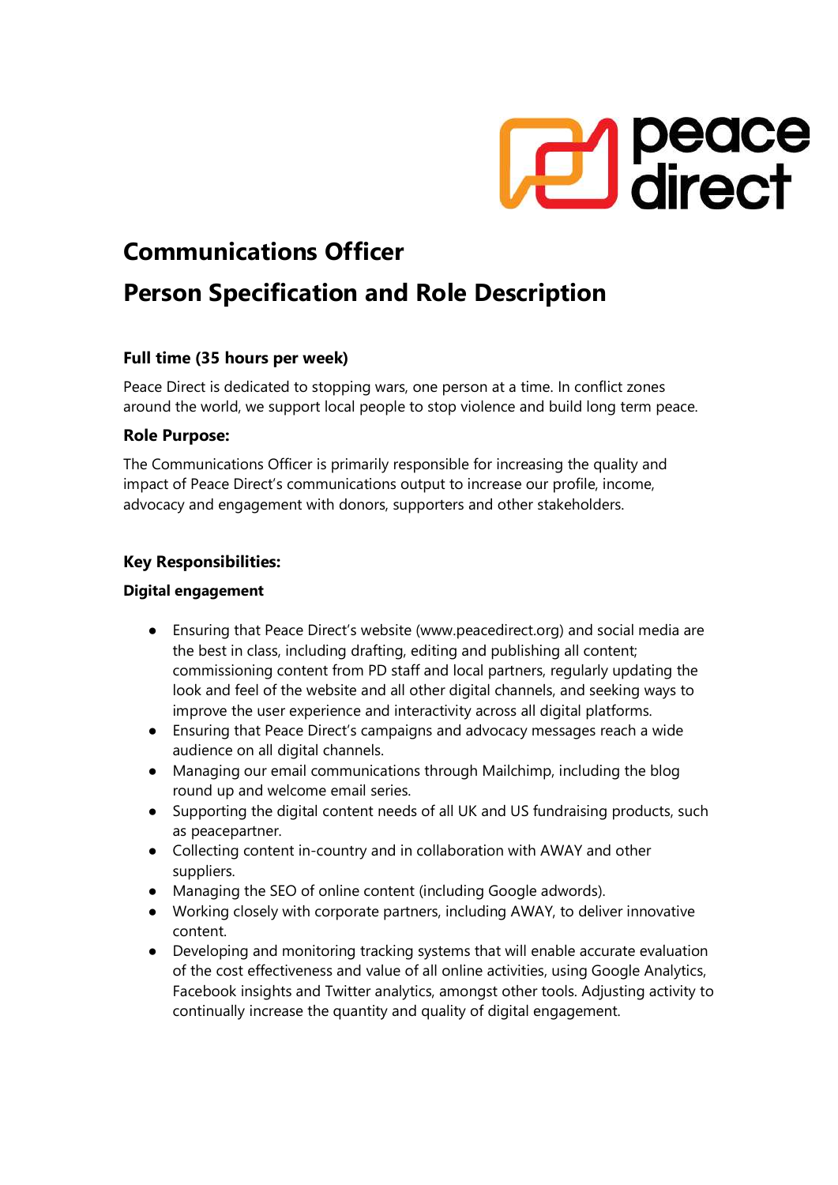# Communications Officer

# Person Specification and Role Description

### Full time (35 hours per week)

Peace Direct is dedicated to stopping wars, one person at a time. In conflict zones around the world, we support local people to stop violence and build long term peace.

### Role Purpose:

The Communications Officer is primarily responsible for increasing the quality and impact of Peace Direct's communications output to increase our profile, income, advocacy and engagement with donors, supporters and other stakeholders.

### Key Responsibilities:

**Digital engagement**

- Ensuring that Peace Direct's website (www.peacedirect.org) and social media are the best in class, including drafting, editing and publishing all content; commissioning content from PD staff and local partners, regularly updating the look and feel of the website and all other digital channels, and seeking ways to improve the user experience and interactivity across all digital platforms.
- Ensuring that Peace Direct's campaigns and advocacy messages reach a wide audience on all digital channels.
- Managing our email communications through Mailchimp, including the blog round up and welcome email series.
- Supporting the digital content needs of all UK and US fundraising products, such as peacepartner.
- Collecting content in-country and in collaboration with AWAY and other suppliers.
- Managing the SEO of online content (including Google adwords).
- Working closely with corporate partners, including AWAY, to deliver innovative content.
- Developing and monitoring tracking systems that will enable accurate evaluation of the cost effectiveness and value of all online activities, using Google Analytics, Facebook insights and Twitter analytics, amongst other tools. Adjusting activity to continually increase the quantity and quality of digital engagement.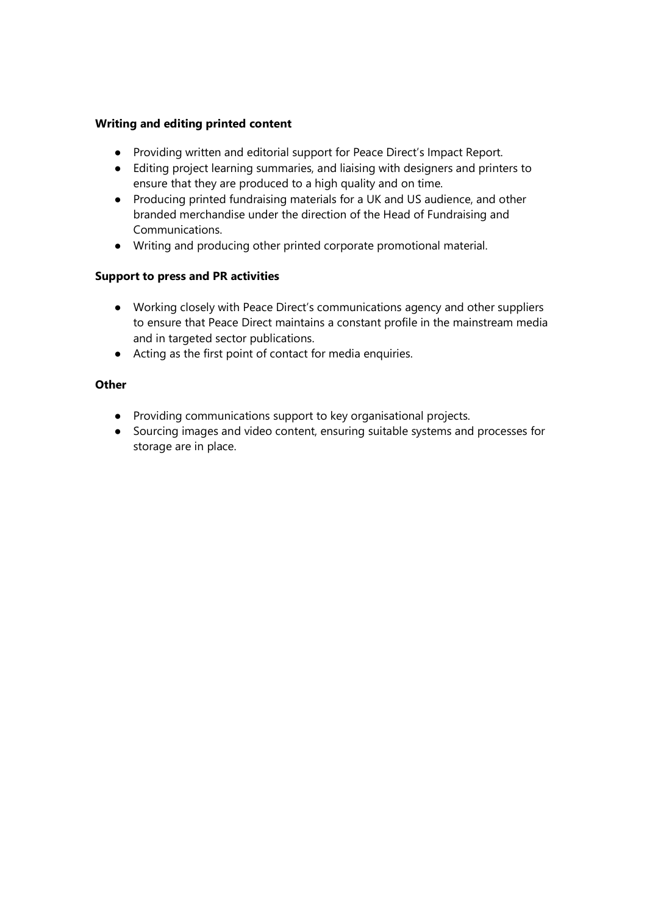**Writing and editing printed content**

- Providing written and editorial support for Peace Direct's Impact Report.
- Editing project learning summaries, and liaising with designers and printers to ensure that they are produced to a high quality and on time.
- Producing printed fundraising materials for a UK and US audience, and other branded merchandise under the direction of the Head of Fundraising and Communications.
- Writing and producing other printed corporate promotional material.

**Support to press and PR activities**

- Working closely with Peace Direct's communications agency and other suppliers to ensure that Peace Direct maintains a constant profile in the mainstream media and in targeted sector publications.
- Acting as the first point of contact for media enquiries.

**Other**

- Providing communications support to key organisational projects.
- Sourcing images and video content, ensuring suitable systems and processes for storage are in place.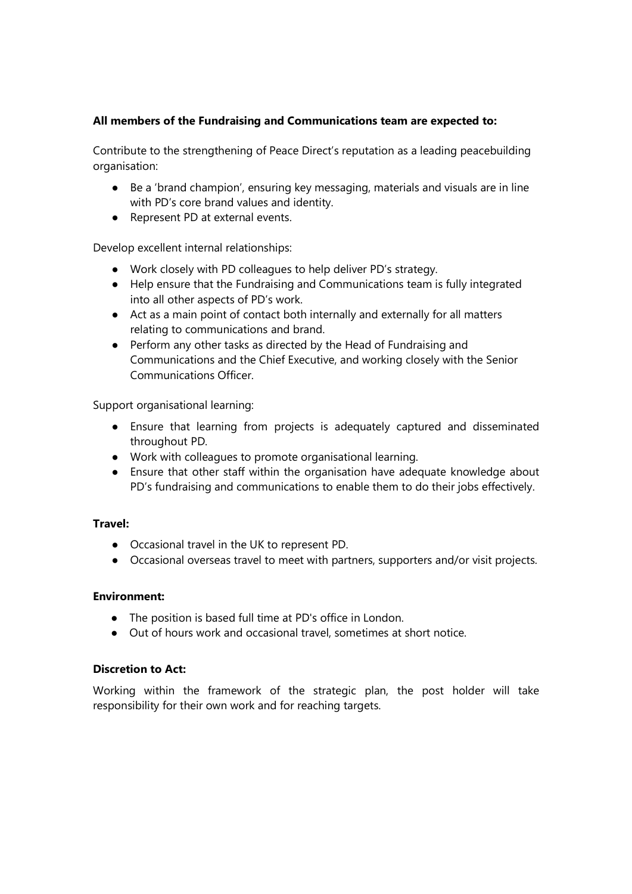**All members of the Fundraising and Communications team are expected to:**

Contribute to the strengthening of Peace Direct's reputation as a leading peacebuilding organisation:

- Be a 'brand champion', ensuring key messaging, materials and visuals are in line with PD's core brand values and identity.
- Represent PD at external events.

Develop excellent internal relationships:

- Work closely with PD colleagues to help deliver PD's strategy.
- Help ensure that the Fundraising and Communications team is fully integrated into all other aspects of PD's work.
- Act as a main point of contact both internally and externally for all matters relating to communications and brand.
- Perform any other tasks as directed by the Head of Fundraising and Communications and the Chief Executive, and working closely with the Senior Communications Officer.

Support organisational learning:

- Ensure that learning from projects is adequately captured and disseminated throughout PD.
- Work with colleagues to promote organisational learning.
- Ensure that other staff within the organisation have adequate knowledge about PD's fundraising and communications to enable them to do their jobs effectively.

**Travel:**

- Occasional travel in the UK to represent PD.
- Occasional overseas travel to meet with partners, supporters and/or visit projects.

**Environment:**

- The position is based full time at PD's office in London.
- Out of hours work and occasional travel, sometimes at short notice.

**Discretion to Act:**

Working within the framework of the strategic plan, the post holder will take responsibility for their own work and for reaching targets.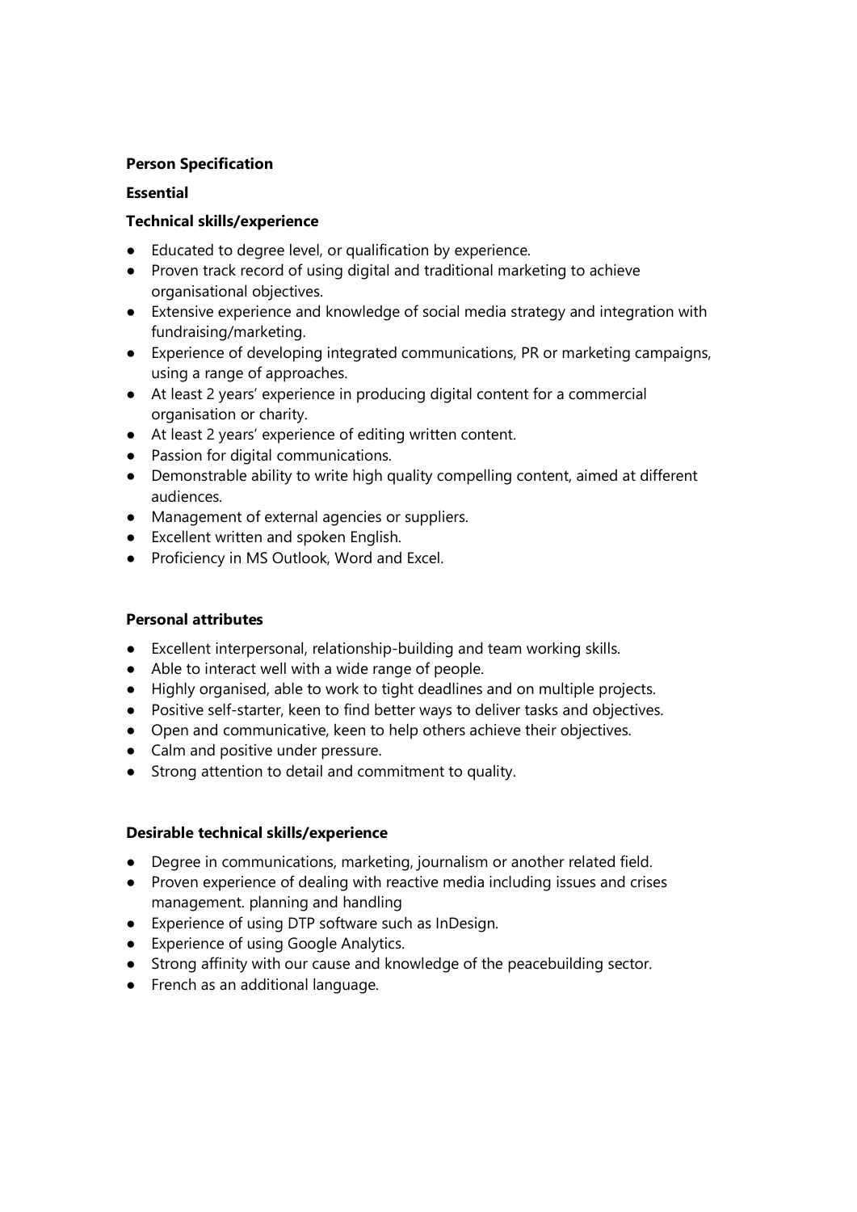**Person Specification**

**Essential**

**Technical skills/experience**

- Educated to degree level, or qualification by experience.
- Proven track record of using digital and traditional marketing to achieve organisational objectives.
- Extensive experience and knowledge of social media strategy and integration with fundraising/marketing.
- Experience of developing integrated communications, PR or marketing campaigns, using a range of approaches.
- At least 2 years' experience in producing digital content for a commercial organisation or charity.
- At least 2 years' experience of editing written content.
- Passion for digital communications.
- Demonstrable ability to write high quality compelling content, aimed at different audiences.
- Management of external agencies or suppliers.
- Excellent written and spoken English.
- Proficiency in MS Outlook, Word and Excel.

**Personal attributes**

- Excellent interpersonal, relationship-building and team working skills.
- Able to interact well with a wide range of people.
- Highly organised, able to work to tight deadlines and on multiple projects.
- Positive self-starter, keen to find better ways to deliver tasks and objectives.
- Open and communicative, keen to help others achieve their objectives.
- Calm and positive under pressure.
- Strong attention to detail and commitment to quality.

**Desirable technical skills/experience**

- Degree in communications, marketing, journalism or another related field.
- Proven experience of dealing with reactive media including issues and crises management. planning and handling
- Experience of using DTP software such as InDesign.
- Experience of using Google Analytics.
- Strong affinity with our cause and knowledge of the peacebuilding sector.
- French as an additional language.